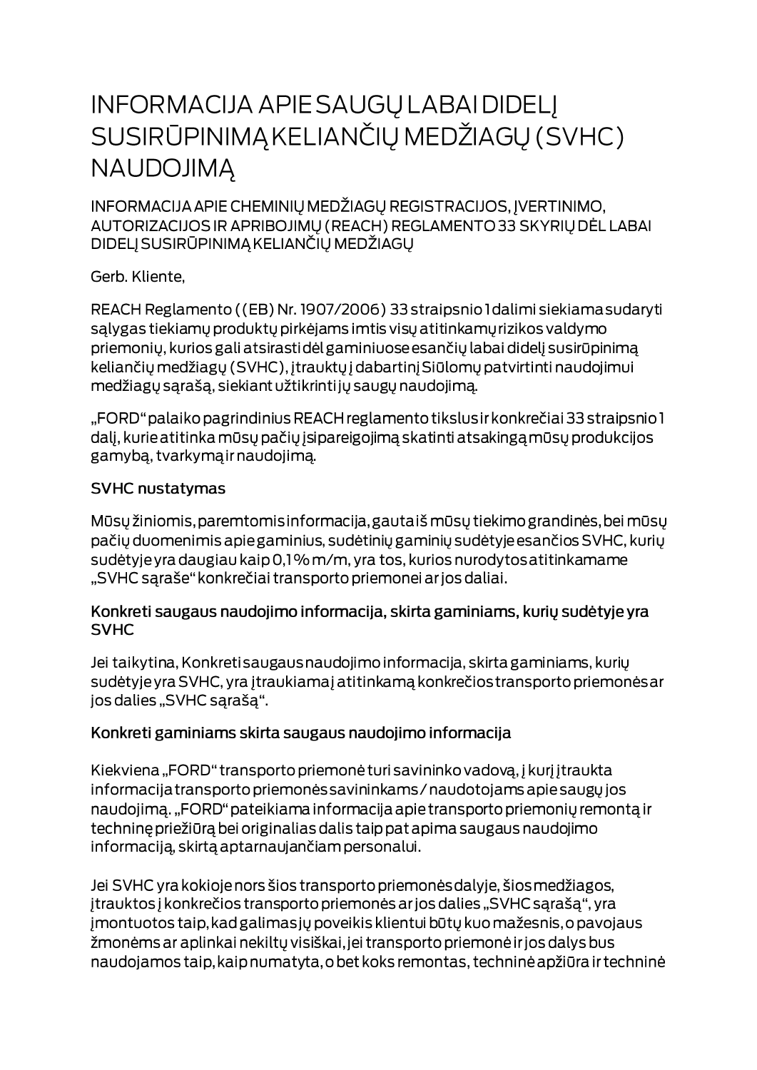# INFORMACIJA APIE SAUGŲ LABAI DIDELĮ SUSIRŪPINIMĄ KELIANČIŲ MEDŽIAGŲ (SVHC) NAUDOJIMĄ

## INFORMACIJA APIE CHEMINIŲ MEDŽIAGŲ REGISTRACIJOS, ĮVERTINIMO, AUTORIZACIJOS IR APRIBOJIMŲ (REACH) REGLAMENTO 33 SKYRIŲ DĖL LABAI DIDELĮ SUSIRŪPINIMĄ KELIANČIŲ MEDŽIAGŲ

Gerb. Kliente,

REACH Reglamento ((EB) Nr. 1907/2006) 33 straipsnio 1 dalimi siekiama sudaryti sąlygas tiekiamų produktų pirkėjams imtis visų atitinkamų rizikos valdymo priemonių, kurios gali atsirasti dėl gaminiuose esančių labai didelį susirūpinimą keliančių medžiagų (SVHC), įtrauktų į dabartinį Siūlomų patvirtinti naudojimui medžiagų sąrašą, siekiant užtikrinti jų saugų naudojimą.

„FORD" palaiko pagrindinius REACH reglamento tikslus ir konkrečiai 33 straipsnio 1 dalį, kurie atitinka mūsų pačių įsipareigojimą skatinti atsakingą mūsų produkcijos gamybą, tvarkymą ir naudojimą.

### SVHC nustatymas

Mūsų žiniomis, paremtomis informacija, gauta iš mūsų tiekimo grandinės, bei mūsų pačių duomenimis apie gaminius, sudėtinių gaminių sudėtyje esančios SVHC, kurių sudėtyje yra daugiau kaip 0,1 % m/m, yra tos, kurios nurodytos atitinkamame „SVHC sąraše" konkrečiai transporto priemonei ar jos daliai.

### Konkreti saugaus naudojimo informacija, skirta gaminiams, kurių sudėtyje yra SVHC

Jei taikytina, Konkreti saugaus naudojimo informacija, skirta gaminiams, kurių sudėtyje yra SVHC, yra įtraukiama į atitinkamą konkrečios transporto priemonės ar jos dalies „SVHC sąrašą".

### Konkreti gaminiams skirta saugaus naudojimo informacija

Kiekviena „FORD" transporto priemonė turi savininko vadovą, į kurį įtraukta informacija transporto priemonės savininkams / naudotojams apie saugų jos naudojimą. „FORD" pateikiama informacija apie transporto priemonių remontą ir techninę priežiūrą bei originalias dalis taip pat apima saugaus naudojimo informaciją, skirtą aptarnaujančiam personalui.

Jei SVHC yra kokioje nors šios transporto priemonės dalyje, šios medžiagos, įtrauktos į konkrečios transporto priemonės ar jos dalies „SVHC sąrašą", yra įmontuotos taip, kad galimas jų poveikis klientui būtų kuo mažesnis, o pavojaus žmonėms ar aplinkai nekiltų visiškai, jei transporto priemonė ir jos dalys bus naudojamos taip, kaip numatyta, o bet koks remontas, techninė apžiūra ir techninė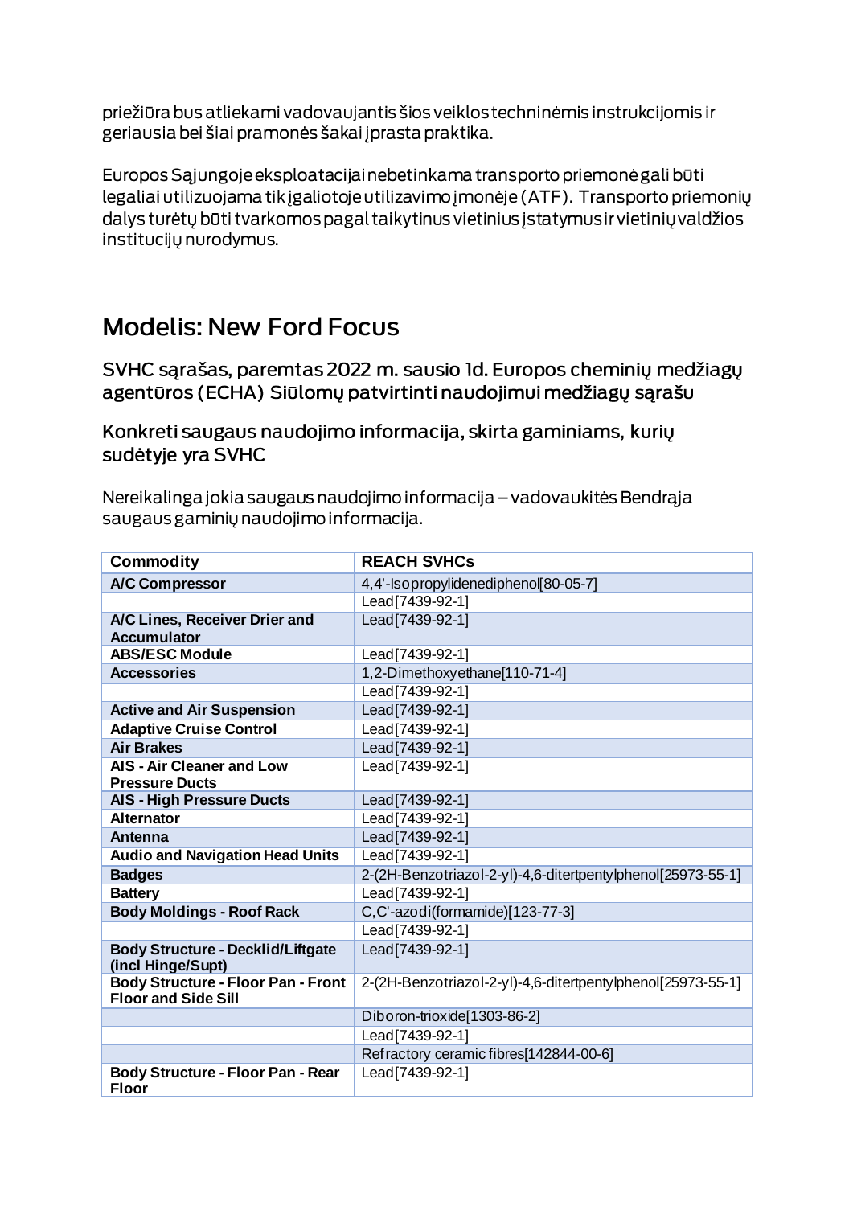priežiūra bus atliekami vadovaujantis šios veiklos techninėmis instrukcijomis ir geriausia bei šiai pramonės šakai įprasta praktika.

Europos Sąjungoje eksploatacijai nebetinkama transporto priemonė gali būti legaliai utilizuojama tik įgaliotoje utilizavimo įmonėje (ATF). Transporto priemonių dalys turėtų būti tvarkomos pagal taikytinus vietinius įstatymus ir vietinių valdžios institucijų nurodymus.

# Modelis: New Ford Focus

## SVHC sąrašas, paremtas 2022 m. sausio 1d. Europos cheminių medžiagų agentūros (ECHA) Siūlomų patvirtinti naudojimui medžiagų sąrašu

## Konkreti saugaus naudojimo informacija, skirta gaminiams, kurių sudėtyje yra SVHC

Nereikalinga jokia saugaus naudojimo informacija – vadovaukitės Bendrąja saugaus gaminių naudojimo informacija.

| Commodity | REACH SVHCs |
|---|---|
| A/C Compressor | 4,4'-Isopropylidenediphenol[80-05-7] |
| | Lead[7439-92-1] |
| A/C Lines, Receiver Drier and Accumulator | Lead[7439-92-1] |
| ABS/ESC Module | Lead[7439-92-1] |
| Accessories | 1,2-Dimethoxyethane[110-71-4] |
| | Lead[7439-92-1] |
| Active and Air Suspension | Lead[7439-92-1] |
| Adaptive Cruise Control | Lead[7439-92-1] |
| Air Brakes | Lead[7439-92-1] |
| AIS - Air Cleaner and Low Pressure Ducts | Lead[7439-92-1] |
| AIS - High Pressure Ducts | Lead[7439-92-1] |
| Alternator | Lead[7439-92-1] |
| Antenna | Lead[7439-92-1] |
| Audio and Navigation Head Units | Lead[7439-92-1] |
| Badges | 2-(2H-Benzotriazol-2-yl)-4,6-ditertpentylphenol[25973-55-1] |
| Battery | Lead[7439-92-1] |
| Body Moldings - Roof Rack | C,C'-azodi(formamide)[123-77-3] |
| | Lead[7439-92-1] |
| Body Structure - Decklid/Liftgate (incl Hinge/Supt) | Lead[7439-92-1] |
| Body Structure - Floor Pan - Front Floor and Side Sill | 2-(2H-Benzotriazol-2-yl)-4,6-ditertpentylphenol[25973-55-1] |
| | Diboron-trioxide[1303-86-2] |
| | Lead[7439-92-1] |
| | Refractory ceramic fibres[142844-00-6] |
| Body Structure - Floor Pan - Rear Floor | Lead[7439-92-1] |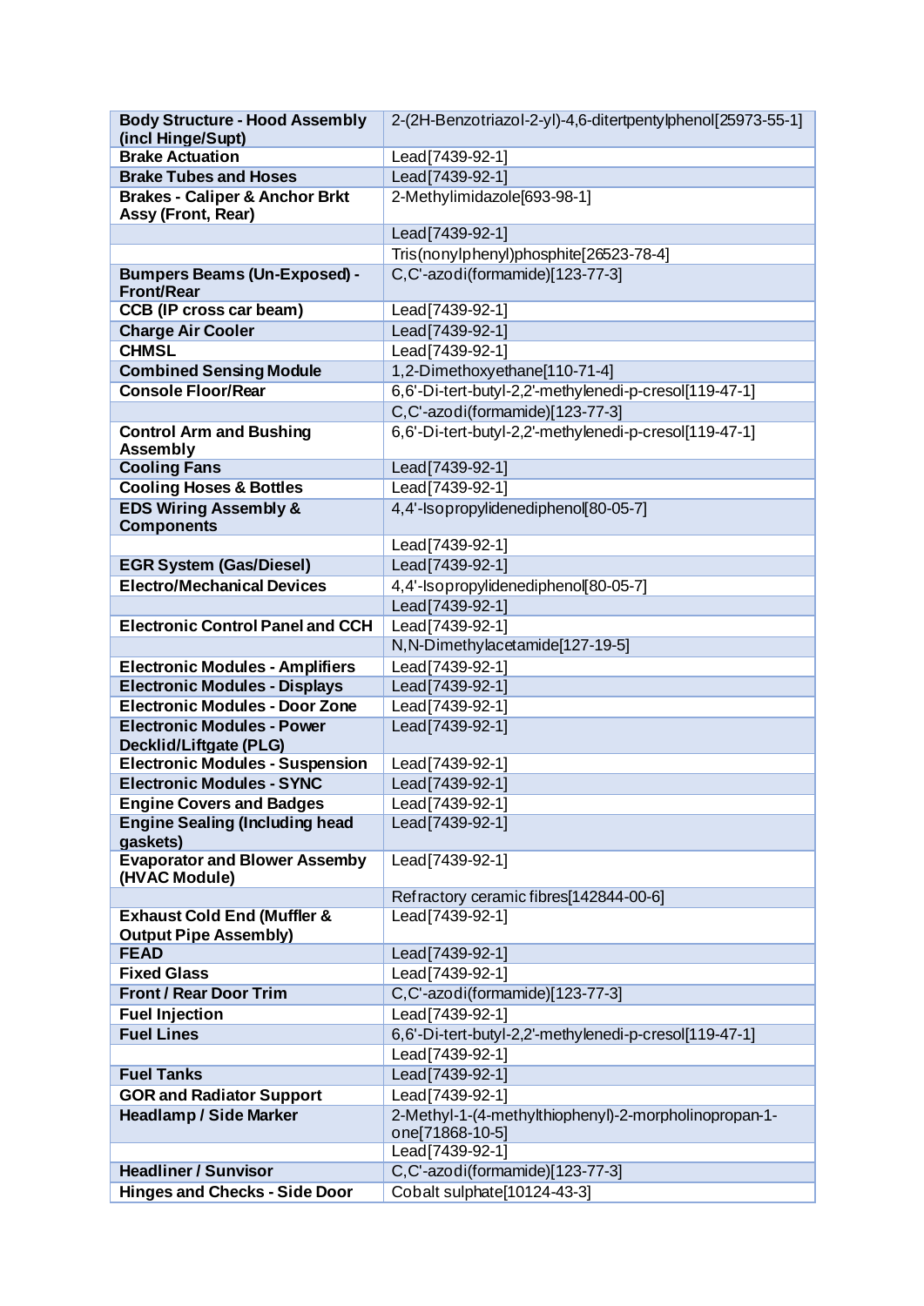| **Body Structure - Hood Assembly (incl Hinge/Supt)** | 2-(2H-Benzotriazol-2-yl)-4,6-ditertpentylphenol[25973-55-1] |
|---|---|
| **Brake Actuation** | Lead[7439-92-1] |
| **Brake Tubes and Hoses** | Lead[7439-92-1] |
| **Brakes - Caliper & Anchor Brkt Assy (Front, Rear)** | 2-Methylimidazole[693-98-1] |
| | Lead[7439-92-1] |
| | Tris(nonylphenyl)phosphite[26523-78-4] |
| **Bumpers Beams (Un-Exposed) - Front/Rear** | C,C'-azodi(formamide)[123-77-3] |
| **CCB (IP cross car beam)** | Lead[7439-92-1] |
| **Charge Air Cooler** | Lead[7439-92-1] |
| **CHMSL** | Lead[7439-92-1] |
| **Combined Sensing Module** | 1,2-Dimethoxyethane[110-71-4] |
| **Console Floor/Rear** | 6,6'-Di-tert-butyl-2,2'-methylenedi-p-cresol[119-47-1] |
| | C,C'-azodi(formamide)[123-77-3] |
| **Control Arm and Bushing Assembly** | 6,6'-Di-tert-butyl-2,2'-methylenedi-p-cresol[119-47-1] |
| **Cooling Fans** | Lead[7439-92-1] |
| **Cooling Hoses & Bottles** | Lead[7439-92-1] |
| **EDS Wiring Assembly & Components** | 4,4'-Isopropylidenediphenol[80-05-7] |
| | Lead[7439-92-1] |
| **EGR System (Gas/Diesel)** | Lead[7439-92-1] |
| **Electro/Mechanical Devices** | 4,4'-Isopropylidenediphenol[80-05-7] |
| | Lead[7439-92-1] |
| **Electronic Control Panel and CCH** | Lead[7439-92-1] |
| | N,N-Dimethylacetamide[127-19-5] |
| **Electronic Modules - Amplifiers** | Lead[7439-92-1] |
| **Electronic Modules - Displays** | Lead[7439-92-1] |
| **Electronic Modules - Door Zone** | Lead[7439-92-1] |
| **Electronic Modules - Power Decklid/Liftgate (PLG)** | Lead[7439-92-1] |
| **Electronic Modules - Suspension** | Lead[7439-92-1] |
| **Electronic Modules - SYNC** | Lead[7439-92-1] |
| **Engine Covers and Badges** | Lead[7439-92-1] |
| **Engine Sealing (Including head gaskets)** | Lead[7439-92-1] |
| **Evaporator and Blower Assemby (HVAC Module)** | Lead[7439-92-1] |
| | Refractory ceramic fibres[142844-00-6] |
| **Exhaust Cold End (Muffler & Output Pipe Assembly)** | Lead[7439-92-1] |
| **FEAD** | Lead[7439-92-1] |
| **Fixed Glass** | Lead[7439-92-1] |
| **Front / Rear Door Trim** | C,C'-azodi(formamide)[123-77-3] |
| **Fuel Injection** | Lead[7439-92-1] |
| **Fuel Lines** | 6,6'-Di-tert-butyl-2,2'-methylenedi-p-cresol[119-47-1] |
| | Lead[7439-92-1] |
| **Fuel Tanks** | Lead[7439-92-1] |
| **GOR and Radiator Support** | Lead[7439-92-1] |
| **Headlamp / Side Marker** | 2-Methyl-1-(4-methylthiophenyl)-2-morpholinopropan-1-one[71868-10-5] |
| | Lead[7439-92-1] |
| **Headliner / Sunvisor** | C,C'-azodi(formamide)[123-77-3] |
| **Hinges and Checks - Side Door** | Cobalt sulphate[10124-43-3] |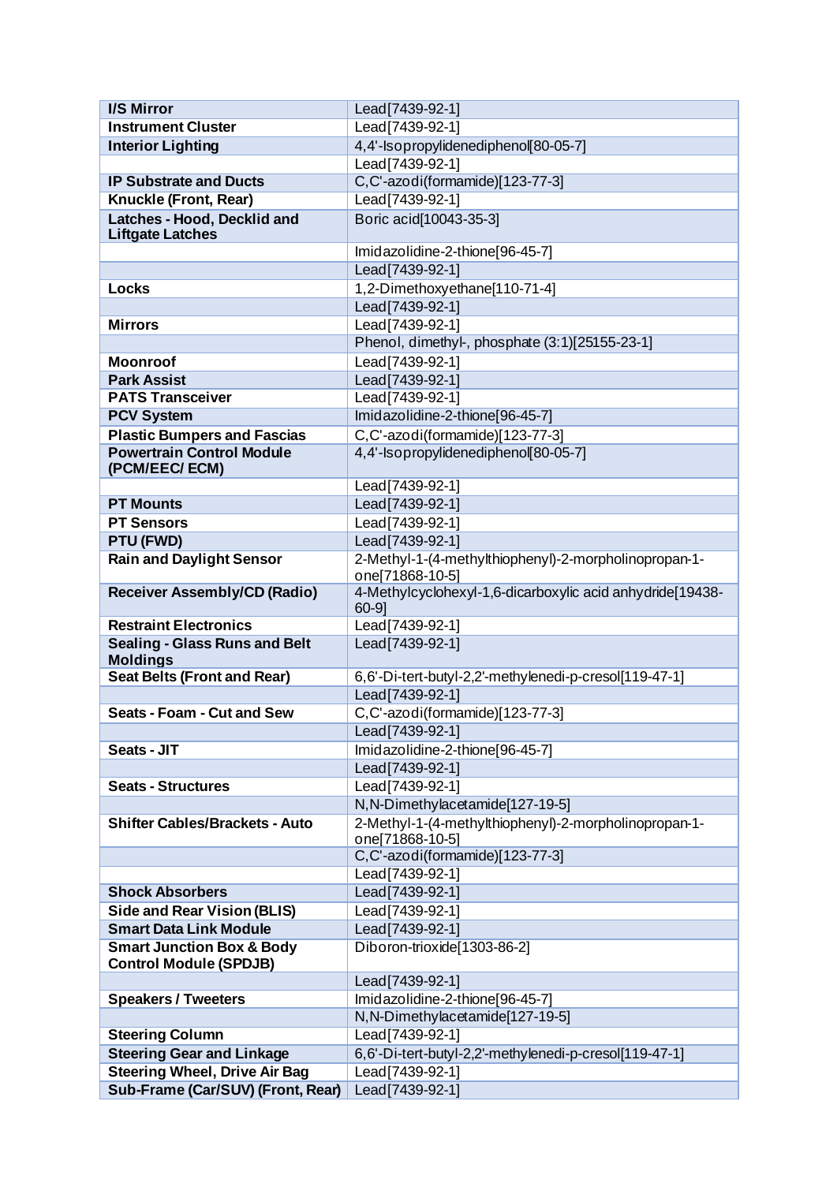| I/S Mirror | Lead[7439-92-1] |
|---|---|
| Instrument Cluster | Lead[7439-92-1] |
| Interior Lighting | 4,4'-Isopropylidenediphenol[80-05-7] |
| | Lead[7439-92-1] |
| IP Substrate and Ducts | C,C'-azodi(formamide)[123-77-3] |
| Knuckle (Front, Rear) | Lead[7439-92-1] |
| Latches - Hood, Decklid and Liftgate Latches | Boric acid[10043-35-3] |
| | Imidazolidine-2-thione[96-45-7] |
| | Lead[7439-92-1] |
| Locks | 1,2-Dimethoxyethane[110-71-4] |
| | Lead[7439-92-1] |
| Mirrors | Lead[7439-92-1] |
| | Phenol, dimethyl-, phosphate (3:1)[25155-23-1] |
| Moonroof | Lead[7439-92-1] |
| Park Assist | Lead[7439-92-1] |
| PATS Transceiver | Lead[7439-92-1] |
| PCV System | Imidazolidine-2-thione[96-45-7] |
| Plastic Bumpers and Fascias | C,C'-azodi(formamide)[123-77-3] |
| Powertrain Control Module (PCM/EEC/ ECM) | 4,4'-Isopropylidenediphenol[80-05-7] |
| | Lead[7439-92-1] |
| PT Mounts | Lead[7439-92-1] |
| PT Sensors | Lead[7439-92-1] |
| PTU (FWD) | Lead[7439-92-1] |
| Rain and Daylight Sensor | 2-Methyl-1-(4-methylthiophenyl)-2-morpholinopropan-1-one[71868-10-5] |
| Receiver Assembly/CD (Radio) | 4-Methylcyclohexyl-1,6-dicarboxylic acid anhydride[19438-60-9] |
| Restraint Electronics | Lead[7439-92-1] |
| Sealing - Glass Runs and Belt Moldings | Lead[7439-92-1] |
| Seat Belts (Front and Rear) | 6,6'-Di-tert-butyl-2,2'-methylenedi-p-cresol[119-47-1] |
| | Lead[7439-92-1] |
| Seats - Foam - Cut and Sew | C,C'-azodi(formamide)[123-77-3] |
| | Lead[7439-92-1] |
| Seats - JIT | Imidazolidine-2-thione[96-45-7] |
| | Lead[7439-92-1] |
| Seats - Structures | Lead[7439-92-1] |
| | N,N-Dimethylacetamide[127-19-5] |
| Shifter Cables/Brackets - Auto | 2-Methyl-1-(4-methylthiophenyl)-2-morpholinopropan-1-one[71868-10-5] |
| | C,C'-azodi(formamide)[123-77-3] |
| | Lead[7439-92-1] |
| Shock Absorbers | Lead[7439-92-1] |
| Side and Rear Vision (BLIS) | Lead[7439-92-1] |
| Smart Data Link Module | Lead[7439-92-1] |
| Smart Junction Box & Body Control Module (SPDJB) | Diboron-trioxide[1303-86-2] |
| | Lead[7439-92-1] |
| Speakers / Tweeters | Imidazolidine-2-thione[96-45-7] |
| | N,N-Dimethylacetamide[127-19-5] |
| Steering Column | Lead[7439-92-1] |
| Steering Gear and Linkage | 6,6'-Di-tert-butyl-2,2'-methylenedi-p-cresol[119-47-1] |
| Steering Wheel, Drive Air Bag | Lead[7439-92-1] |
| Sub-Frame (Car/SUV) (Front, Rear) | Lead[7439-92-1] |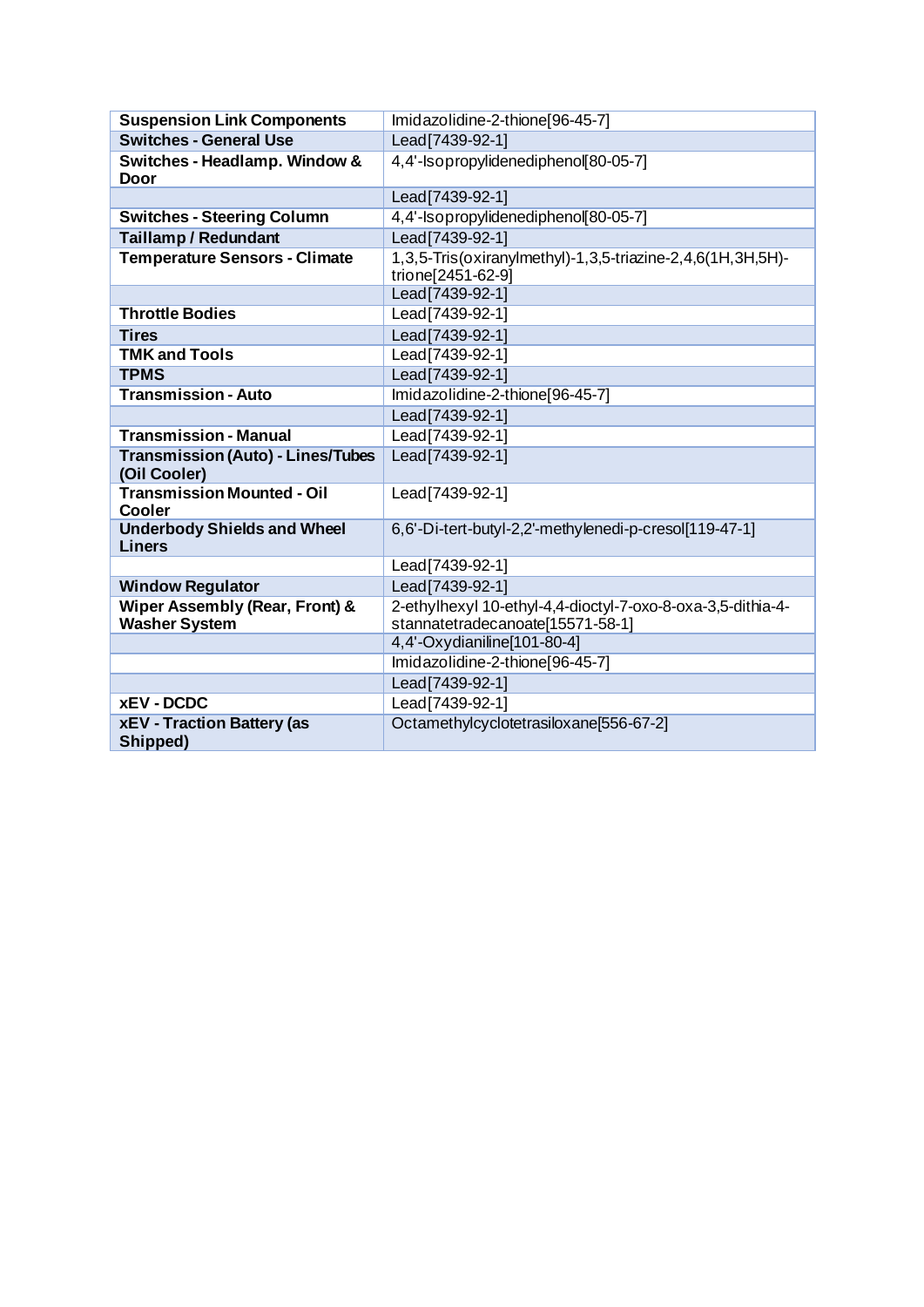| | |
|---|---|
| **Suspension Link Components** | Imidazolidine-2-thione[96-45-7] |
| **Switches - General Use** | Lead[7439-92-1] |
| **Switches - Headlamp. Window & Door** | 4,4'-Isopropylidenediphenol[80-05-7] |
| | Lead[7439-92-1] |
| **Switches - Steering Column** | 4,4'-Isopropylidenediphenol[80-05-7] |
| **Taillamp / Redundant** | Lead[7439-92-1] |
| **Temperature Sensors - Climate** | 1,3,5-Tris(oxiranylmethyl)-1,3,5-triazine-2,4,6(1H,3H,5H)-trione[2451-62-9] |
| | Lead[7439-92-1] |
| **Throttle Bodies** | Lead[7439-92-1] |
| **Tires** | Lead[7439-92-1] |
| **TMK and Tools** | Lead[7439-92-1] |
| **TPMS** | Lead[7439-92-1] |
| **Transmission - Auto** | Imidazolidine-2-thione[96-45-7] |
| | Lead[7439-92-1] |
| **Transmission - Manual** | Lead[7439-92-1] |
| **Transmission (Auto) - Lines/Tubes (Oil Cooler)** | Lead[7439-92-1] |
| **Transmission Mounted - Oil Cooler** | Lead[7439-92-1] |
| **Underbody Shields and Wheel Liners** | 6,6'-Di-tert-butyl-2,2'-methylenedi-p-cresol[119-47-1] |
| | Lead[7439-92-1] |
| **Window Regulator** | Lead[7439-92-1] |
| **Wiper Assembly (Rear, Front) & Washer System** | 2-ethylhexyl 10-ethyl-4,4-dioctyl-7-oxo-8-oxa-3,5-dithia-4-stannatetradecanoate[15571-58-1] |
| | 4,4'-Oxydianiline[101-80-4] |
| | Imidazolidine-2-thione[96-45-7] |
| | Lead[7439-92-1] |
| **xEV - DCDC** | Lead[7439-92-1] |
| **xEV - Traction Battery (as Shipped)** | Octamethylcyclotetrasiloxane[556-67-2] |